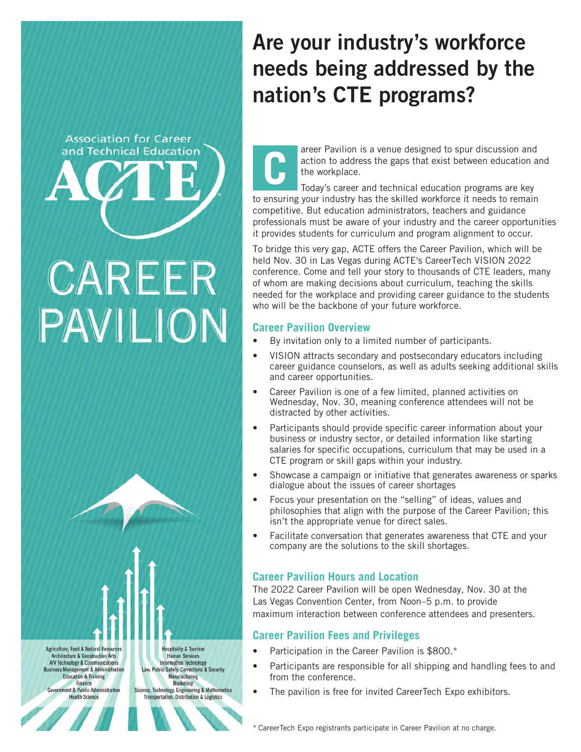Association for Career and Technical Education

ACTE

CAREER PAVILION

Agriculture, Food & Natural Resources
Architecture & Construction Arts
A/V Technology & Communications
Business Management & Administration
Education & Training
Finance
Government & Public Administration
Health Science

Hospitality & Tourism
Human Services
Information Technology
Law, Public Safety, Corrections & Security
Manufacturing
Marketing
Science, Technology, Engineering & Mathematics
Transportation, Distribution & Logistics

# Are your industry's workforce needs being addressed by the nation's CTE programs?

Career Pavilion is a venue designed to spur discussion and action to address the gaps that exist between education and the workplace.

Today's career and technical education programs are key to ensuring your industry has the skilled workforce it needs to remain competitive. But education administrators, teachers and guidance professionals must be aware of your industry and the career opportunities it provides students for curriculum and program alignment to occur.

To bridge this very gap, ACTE offers the Career Pavilion, which will be held Nov. 30 in Las Vegas during ACTE's CareerTech VISION 2022 conference. Come and tell your story to thousands of CTE leaders, many of whom are making decisions about curriculum, teaching the skills needed for the workplace and providing career guidance to the students who will be the backbone of your future workforce.

## Career Pavilion Overview

- By invitation only to a limited number of participants.
- VISION attracts secondary and postsecondary educators including career guidance counselors, as well as adults seeking additional skills and career opportunities.
- Career Pavilion is one of a few limited, planned activities on Wednesday, Nov. 30, meaning conference attendees will not be distracted by other activities.
- Participants should provide specific career information about your business or industry sector, or detailed information like starting salaries for specific occupations, curriculum that may be used in a CTE program or skill gaps within your industry.
- Showcase a campaign or initiative that generates awareness or sparks dialogue about the issues of career shortages
- Focus your presentation on the "selling" of ideas, values and philosophies that align with the purpose of the Career Pavilion; this isn't the appropriate venue for direct sales.
- Facilitate conversation that generates awareness that CTE and your company are the solutions to the skill shortages.

## Career Pavilion Hours and Location

The 2022 Career Pavilion will be open Wednesday, Nov. 30 at the Las Vegas Convention Center, from Noon–5 p.m. to provide maximum interaction between conference attendees and presenters.

## Career Pavilion Fees and Privileges

- Participation in the Career Pavilion is $800.*
- Participants are responsible for all shipping and handling fees to and from the conference.
- The pavilion is free for invited CareerTech Expo exhibitors.

* CareerTech Expo registrants participate in Career Pavilion at no charge.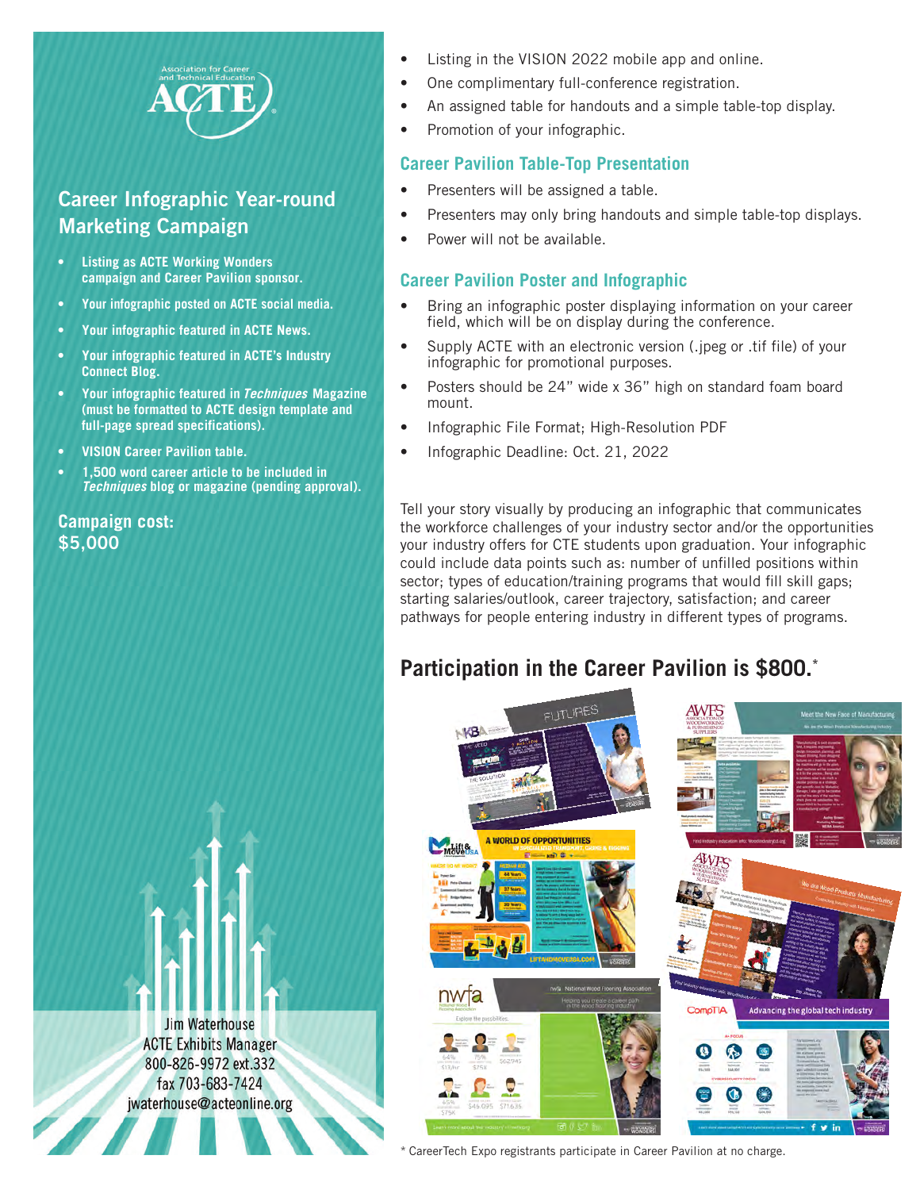## Career Infographic Year-round Marketing Campaign

- **Listing as ACTE Working Wonders campaign and Career Pavilion sponsor.**
- **Your infographic posted on ACTE social media.**
- **Your infographic featured in ACTE News.**
- **Your infographic featured in ACTE's Industry Connect Blog.**
- **Your infographic featured in *Techniques* Magazine (must be formatted to ACTE design template and full-page spread specifications).**
- **VISION Career Pavilion table.**
- **1,500 word career article to be included in *Techniques* blog or magazine (pending approval).**

**Campaign cost: $5,000**

Jim Waterhouse
ACTE Exhibits Manager
800-826-9972 ext.332
fax 703-683-7424
jwaterhouse@acteonline.org

- Listing in the VISION 2022 mobile app and online.
- One complimentary full-conference registration.
- An assigned table for handouts and a simple table-top display.
- Promotion of your infographic.

### Career Pavilion Table-Top Presentation

- Presenters will be assigned a table.
- Presenters may only bring handouts and simple table-top displays.
- Power will not be available.

### Career Pavilion Poster and Infographic

- Bring an infographic poster displaying information on your career field, which will be on display during the conference.
- Supply ACTE with an electronic version (.jpeg or .tif file) of your infographic for promotional purposes.
- Posters should be 24" wide x 36" high on standard foam board mount.
- Infographic File Format; High-Resolution PDF
- Infographic Deadline: Oct. 21, 2022

Tell your story visually by producing an infographic that communicates the workforce challenges of your industry sector and/or the opportunities your industry offers for CTE students upon graduation. Your infographic could include data points such as: number of unfilled positions within sector; types of education/training programs that would fill skill gaps; starting salaries/outlook, career trajectory, satisfaction; and career pathways for people entering industry in different types of programs.

## Participation in the Career Pavilion is $800.*

\* CareerTech Expo registrants participate in Career Pavilion at no charge.